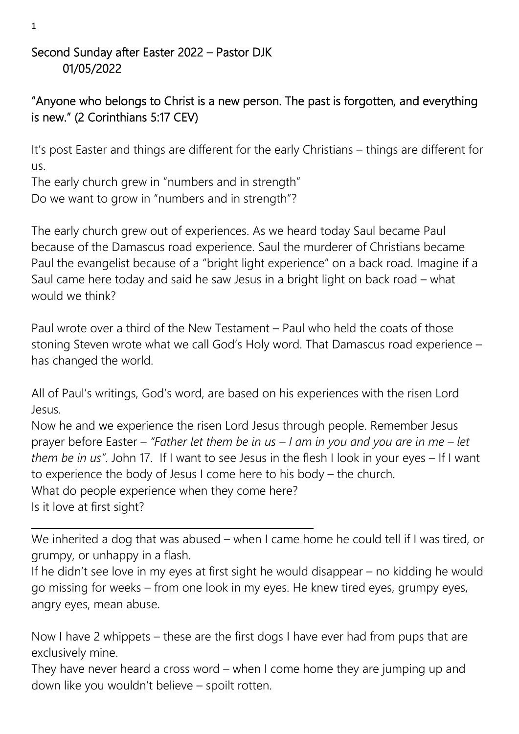## Second Sunday after Easter 2022 – Pastor DJK
## 01/05/2022

## "Anyone who belongs to Christ is a new person. The past is forgotten, and everything is new." (2 Corinthians 5:17 CEV)

It's post Easter and things are different for the early Christians – things are different for us.
The early church grew in "numbers and in strength"
Do we want to grow in "numbers and in strength"?

The early church grew out of experiences. As we heard today Saul became Paul because of the Damascus road experience. Saul the murderer of Christians became Paul the evangelist because of a "bright light experience" on a back road. Imagine if a Saul came here today and said he saw Jesus in a bright light on back road – what would we think?

Paul wrote over a third of the New Testament – Paul who held the coats of those stoning Steven wrote what we call God's Holy word. That Damascus road experience – has changed the world.

All of Paul's writings, God's word, are based on his experiences with the risen Lord Jesus.
Now he and we experience the risen Lord Jesus through people. Remember Jesus prayer before Easter – *"Father let them be in us – I am in you and you are in me – let them be in us"*. John 17. If I want to see Jesus in the flesh I look in your eyes – If I want to experience the body of Jesus I come here to his body – the church.
What do people experience when they come here?
Is it love at first sight?

---

We inherited a dog that was abused – when I came home he could tell if I was tired, or grumpy, or unhappy in a flash.
If he didn't see love in my eyes at first sight he would disappear – no kidding he would go missing for weeks – from one look in my eyes. He knew tired eyes, grumpy eyes, angry eyes, mean abuse.

Now I have 2 whippets – these are the first dogs I have ever had from pups that are exclusively mine.
They have never heard a cross word – when I come home they are jumping up and down like you wouldn't believe – spoilt rotten.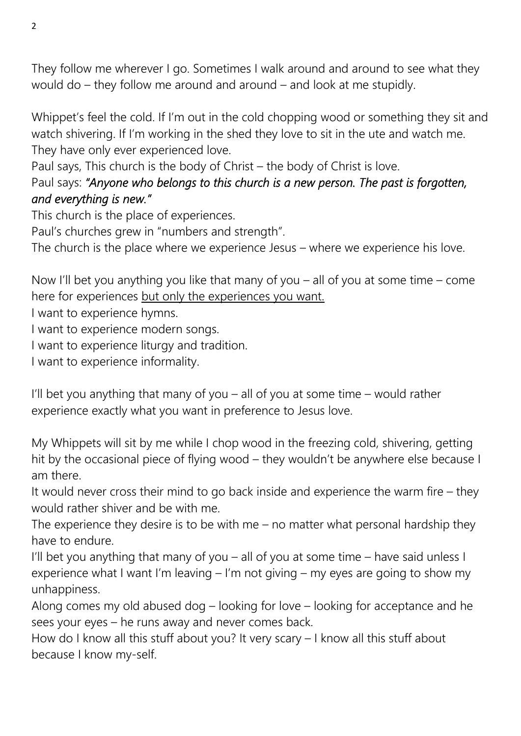They follow me wherever I go. Sometimes I walk around and around to see what they would do – they follow me around and around – and look at me stupidly.

Whippet's feel the cold. If I'm out in the cold chopping wood or something they sit and watch shivering. If I'm working in the shed they love to sit in the ute and watch me. They have only ever experienced love.

Paul says, This church is the body of Christ – the body of Christ is love.

Paul says: *"Anyone who belongs to this church is a new person. The past is forgotten, and everything is new."*

This church is the place of experiences.

Paul's churches grew in "numbers and strength".

The church is the place where we experience Jesus – where we experience his love.

Now I'll bet you anything you like that many of you – all of you at some time – come here for experiences <u>but only the experiences you want.</u>

I want to experience hymns.

I want to experience modern songs.

I want to experience liturgy and tradition.

I want to experience informality.

I'll bet you anything that many of you – all of you at some time – would rather experience exactly what you want in preference to Jesus love.

My Whippets will sit by me while I chop wood in the freezing cold, shivering, getting hit by the occasional piece of flying wood – they wouldn't be anywhere else because I am there.

It would never cross their mind to go back inside and experience the warm fire – they would rather shiver and be with me.

The experience they desire is to be with me – no matter what personal hardship they have to endure.

I'll bet you anything that many of you – all of you at some time – have said unless I experience what I want I'm leaving – I'm not giving – my eyes are going to show my unhappiness.

Along comes my old abused dog – looking for love – looking for acceptance and he sees your eyes – he runs away and never comes back.

How do I know all this stuff about you? It very scary – I know all this stuff about because I know my-self.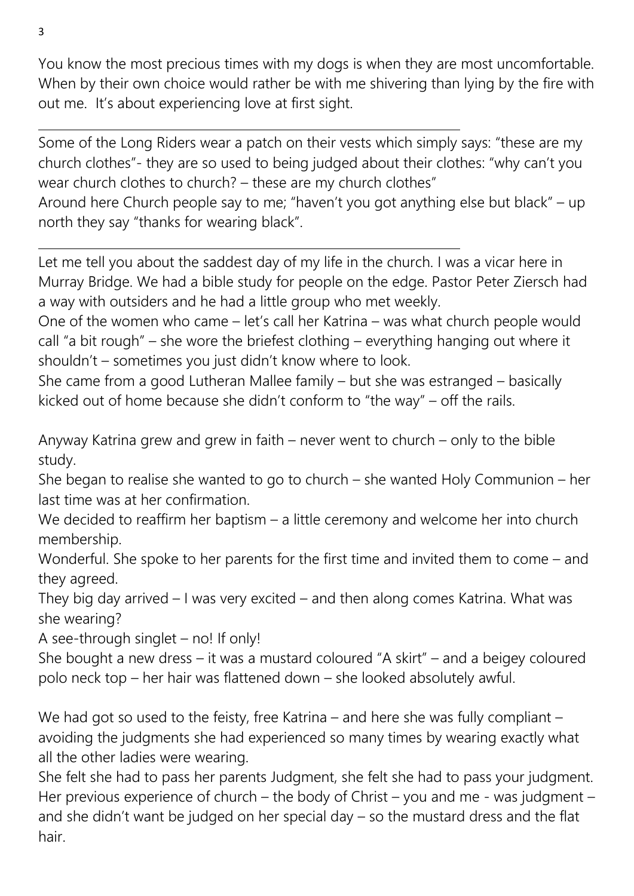You know the most precious times with my dogs is when they are most uncomfortable. When by their own choice would rather be with me shivering than lying by the fire with out me. It's about experiencing love at first sight.

---

Some of the Long Riders wear a patch on their vests which simply says: "these are my church clothes"- they are so used to being judged about their clothes: "why can't you wear church clothes to church? – these are my church clothes"
Around here Church people say to me; "haven't you got anything else but black" – up north they say "thanks for wearing black".

---

Let me tell you about the saddest day of my life in the church. I was a vicar here in Murray Bridge. We had a bible study for people on the edge. Pastor Peter Ziersch had a way with outsiders and he had a little group who met weekly.
One of the women who came – let's call her Katrina – was what church people would call "a bit rough" – she wore the briefest clothing – everything hanging out where it shouldn't – sometimes you just didn't know where to look.
She came from a good Lutheran Mallee family – but she was estranged – basically kicked out of home because she didn't conform to "the way" – off the rails.

Anyway Katrina grew and grew in faith – never went to church – only to the bible study.
She began to realise she wanted to go to church – she wanted Holy Communion – her last time was at her confirmation.
We decided to reaffirm her baptism – a little ceremony and welcome her into church membership.
Wonderful. She spoke to her parents for the first time and invited them to come – and they agreed.
They big day arrived – I was very excited – and then along comes Katrina. What was she wearing?
A see-through singlet – no! If only!
She bought a new dress – it was a mustard coloured "A skirt" – and a beigey coloured polo neck top – her hair was flattened down – she looked absolutely awful.

We had got so used to the feisty, free Katrina – and here she was fully compliant – avoiding the judgments she had experienced so many times by wearing exactly what all the other ladies were wearing.
She felt she had to pass her parents Judgment, she felt she had to pass your judgment. Her previous experience of church – the body of Christ – you and me - was judgment – and she didn't want be judged on her special day – so the mustard dress and the flat hair.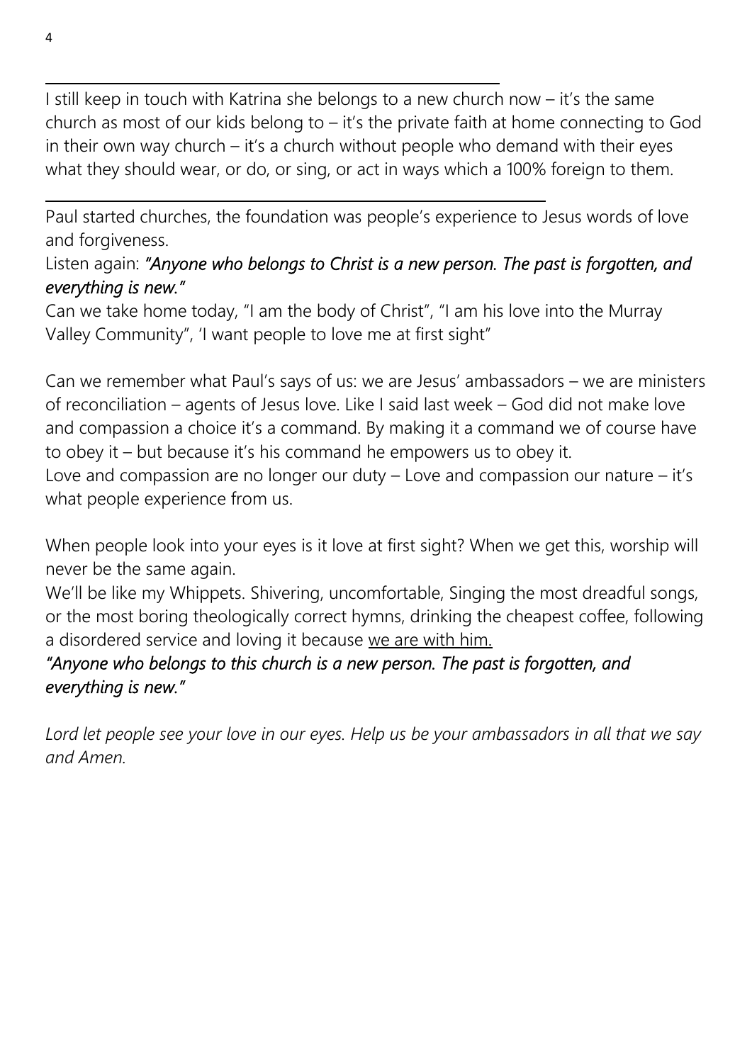---

I still keep in touch with Katrina she belongs to a new church now – it's the same church as most of our kids belong to – it's the private faith at home connecting to God in their own way church – it's a church without people who demand with their eyes what they should wear, or do, or sing, or act in ways which a 100% foreign to them.

---

Paul started churches, the foundation was people's experience to Jesus words of love and forgiveness.

Listen again: ***"Anyone who belongs to Christ is a new person. The past is forgotten, and everything is new."***

Can we take home today, "I am the body of Christ", "I am his love into the Murray Valley Community", 'I want people to love me at first sight"

Can we remember what Paul's says of us: we are Jesus' ambassadors – we are ministers of reconciliation – agents of Jesus love. Like I said last week – God did not make love and compassion a choice it's a command. By making it a command we of course have to obey it – but because it's his command he empowers us to obey it.

Love and compassion are no longer our duty – Love and compassion our nature – it's what people experience from us.

When people look into your eyes is it love at first sight? When we get this, worship will never be the same again.

We'll be like my Whippets. Shivering, uncomfortable, Singing the most dreadful songs, or the most boring theologically correct hymns, drinking the cheapest coffee, following a disordered service and loving it because <u>we are with him.</u>

***"Anyone who belongs to this church is a new person. The past is forgotten, and everything is new."***

*Lord let people see your love in our eyes. Help us be your ambassadors in all that we say and Amen.*